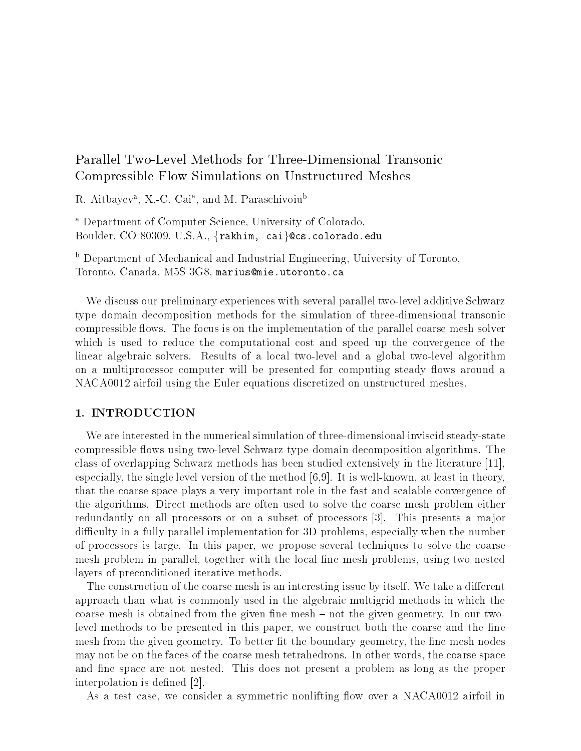# Parallel Two-Level Methods for Three-Dimensional Transonic Compressible Flow Simulations on Unstructured Meshes

R. Aitbayev[a], X.-C. Cai[a], and M. Paraschivoiu[b]

[a] Department of Computer Science, University of Colorado, Boulder, CO 80309, U.S.A., {rakhim, cai}@cs.colorado.edu

[b] Department of Mechanical and Industrial Engineering, University of Toronto, Toronto, Canada, M5S 3G8, marius@mie.utoronto.ca

We discuss our preliminary experiences with several parallel two-level additive Schwarz type domain decomposition methods for the simulation of three-dimensional transonic compressible flows. The focus is on the implementation of the parallel coarse mesh solver which is used to reduce the computational cost and speed up the convergence of the linear algebraic solvers. Results of a local two-level and a global two-level algorithm on a multiprocessor computer will be presented for computing steady flows around a NACA0012 airfoil using the Euler equations discretized on unstructured meshes.

## 1. INTRODUCTION

We are interested in the numerical simulation of three-dimensional inviscid steady-state compressible flows using two-level Schwarz type domain decomposition algorithms. The class of overlapping Schwarz methods has been studied extensively in the literature [11], especially, the single level version of the method [6,9]. It is well-known, at least in theory, that the coarse space plays a very important role in the fast and scalable convergence of the algorithms. Direct methods are often used to solve the coarse mesh problem either redundantly on all processors or on a subset of processors [3]. This presents a major difficulty in a fully parallel implementation for 3D problems, especially when the number of processors is large. In this paper, we propose several techniques to solve the coarse mesh problem in parallel, together with the local fine mesh problems, using two nested layers of preconditioned iterative methods.

The construction of the coarse mesh is an interesting issue by itself. We take a different approach than what is commonly used in the algebraic multigrid methods in which the coarse mesh is obtained from the given fine mesh – not the given geometry. In our two-level methods to be presented in this paper, we construct both the coarse and the fine mesh from the given geometry. To better fit the boundary geometry, the fine mesh nodes may not be on the faces of the coarse mesh tetrahedrons. In other words, the coarse space and fine space are not nested. This does not present a problem as long as the proper interpolation is defined [2].

As a test case, we consider a symmetric nonlifting flow over a NACA0012 airfoil in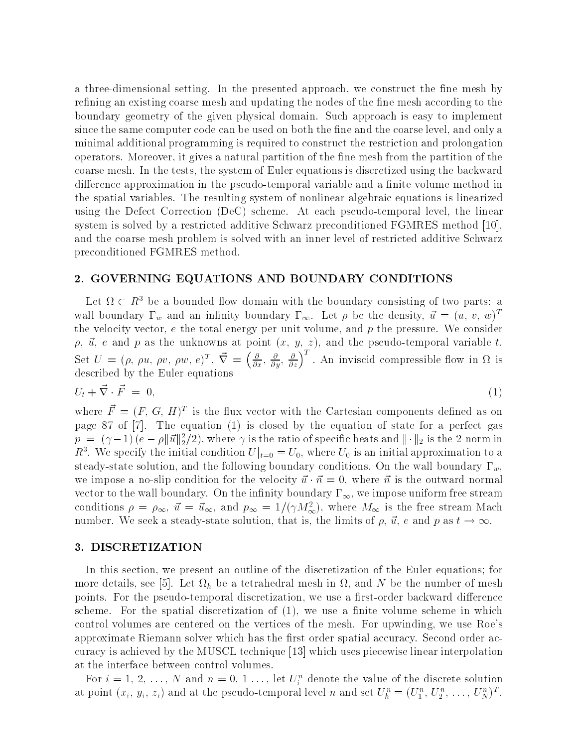a three-dimensional setting. In the presented approach, we construct the fine mesh by refining an existing coarse mesh and updating the nodes of the fine mesh according to the boundary geometry of the given physical domain. Such approach is easy to implement since the same computer code can be used on both the fine and the coarse level, and only a minimal additional programming is required to construct the restriction and prolongation operators. Moreover, it gives a natural partition of the fine mesh from the partition of the coarse mesh. In the tests, the system of Euler equations is discretized using the backward difference approximation in the pseudo-temporal variable and a finite volume method in the spatial variables. The resulting system of nonlinear algebraic equations is linearized using the Defect Correction (DeC) scheme. At each pseudo-temporal level, the linear system is solved by a restricted additive Schwarz preconditioned FGMRES method [10], and the coarse mesh problem is solved with an inner level of restricted additive Schwarz preconditioned FGMRES method.

## 2. GOVERNING EQUATIONS AND BOUNDARY CONDITIONS

Let $\Omega \subset R^3$ be a bounded flow domain with the boundary consisting of two parts: a wall boundary $\Gamma_w$ and an infinity boundary $\Gamma_\infty$. Let $\rho$ be the density, $\vec{u} = (u,\, v,\, w)^T$ the velocity vector, $e$ the total energy per unit volume, and $p$ the pressure. We consider $\rho$, $\vec{u}$, $e$ and $p$ as the unknowns at point $(x,\, y,\, z)$, and the pseudo-temporal variable $t$. Set $U = (\rho,\, \rho u,\, \rho v,\, \rho w,\, e)^T$, $\vec{\nabla} = \left(\frac{\partial}{\partial x},\, \frac{\partial}{\partial y},\, \frac{\partial}{\partial z}\right)^T$. An inviscid compressible flow in $\Omega$ is described by the Euler equations

$$U_t + \vec{\nabla} \cdot \vec{F} \; = \; 0, \tag{1}$$

where $\vec{F} = (F,\, G,\, H)^T$ is the flux vector with the Cartesian components defined as on page 87 of [7]. The equation (1) is closed by the equation of state for a perfect gas $p \; = \; (\gamma - 1)\,(e - \rho\|\vec{u}\|_2^2/2)$, where $\gamma$ is the ratio of specific heats and $\|\cdot\|_2$ is the 2-norm in $R^3$. We specify the initial condition $U|_{t=0} = U_0$, where $U_0$ is an initial approximation to a steady-state solution, and the following boundary conditions. On the wall boundary $\Gamma_w$, we impose a no-slip condition for the velocity $\vec{u} \cdot \vec{n} = 0$, where $\vec{n}$ is the outward normal vector to the wall boundary. On the infinity boundary $\Gamma_\infty$, we impose uniform free stream conditions $\rho = \rho_\infty$, $\vec{u} = \vec{u}_\infty$, and $p_\infty = 1/(\gamma M_\infty^2)$, where $M_\infty$ is the free stream Mach number. We seek a steady-state solution, that is, the limits of $\rho$, $\vec{u}$, $e$ and $p$ as $t \to \infty$.

## 3. DISCRETIZATION

In this section, we present an outline of the discretization of the Euler equations; for more details, see [5]. Let $\Omega_h$ be a tetrahedral mesh in $\Omega$, and $N$ be the number of mesh points. For the pseudo-temporal discretization, we use a first-order backward difference scheme. For the spatial discretization of (1), we use a finite volume scheme in which control volumes are centered on the vertices of the mesh. For upwinding, we use Roe's approximate Riemann solver which has the first order spatial accuracy. Second order accuracy is achieved by the MUSCL technique [13] which uses piecewise linear interpolation at the interface between control volumes.

For $i = 1,\, 2,\, \ldots,\, N$ and $n = 0,\, 1\, \ldots$, let $U_i^n$ denote the value of the discrete solution at point $(x_i,\, y_i,\, z_i)$ and at the pseudo-temporal level $n$ and set $U_h^n = (U_1^n,\, U_2^n,\, \ldots,\, U_N^n)^T$.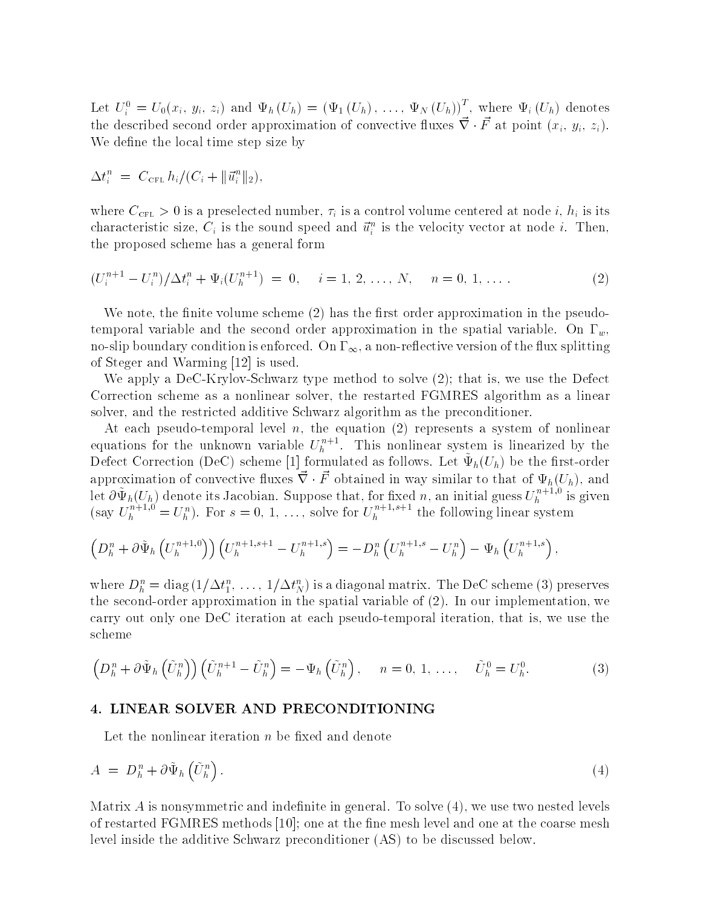Let $U_i^0 = U_0(x_i,\, y_i,\, z_i)$ and $\Psi_h(U_h) = (\Psi_1(U_h),\, \ldots,\, \Psi_N(U_h))^T$, where $\Psi_i(U_h)$ denotes the described second order approximation of convective fluxes $\vec{\nabla} \cdot \vec{F}$ at point $(x_i,\, y_i,\, z_i)$. We define the local time step size by

$$\Delta t_i^n \;=\; C_{\text{CFL}}\, h_i / (C_i + \|\vec{u}_i^n\|_2),$$

where $C_{\text{CFL}} > 0$ is a preselected number, $\tau_i$ is a control volume centered at node $i$, $h_i$ is its characteristic size, $C_i$ is the sound speed and $\vec{u}_i^n$ is the velocity vector at node $i$. Then, the proposed scheme has a general form

$$(U_i^{n+1} - U_i^n)/\Delta t_i^n + \Psi_i(U_h^{n+1}) \;=\; 0, \quad i = 1,\, 2,\, \ldots,\, N, \quad n = 0,\, 1,\, \ldots . \tag{2}$$

We note, the finite volume scheme (2) has the first order approximation in the pseudo-temporal variable and the second order approximation in the spatial variable. On $\Gamma_w$, no-slip boundary condition is enforced. On $\Gamma_\infty$, a non-reflective version of the flux splitting of Steger and Warming [12] is used.

We apply a DeC-Krylov-Schwarz type method to solve (2); that is, we use the Defect Correction scheme as a nonlinear solver, the restarted FGMRES algorithm as a linear solver, and the restricted additive Schwarz algorithm as the preconditioner.

At each pseudo-temporal level $n$, the equation (2) represents a system of nonlinear equations for the unknown variable $U_h^{n+1}$. This nonlinear system is linearized by the Defect Correction (DeC) scheme [1] formulated as follows. Let $\tilde{\Psi}_h(U_h)$ be the first-order approximation of convective fluxes $\vec{\nabla} \cdot \vec{F}$ obtained in way similar to that of $\Psi_h(U_h)$, and let $\partial \tilde{\Psi}_h(U_h)$ denote its Jacobian. Suppose that, for fixed $n$, an initial guess $U_h^{n+1,0}$ is given (say $U_h^{n+1,0} = U_h^n$). For $s = 0,\, 1,\, \ldots,$ solve for $U_h^{n+1,s+1}$ the following linear system

$$\left(D_h^n + \partial \tilde{\Psi}_h\left(U_h^{n+1,0}\right)\right)\left(U_h^{n+1,s+1} - U_h^{n+1,s}\right) = -D_h^n\left(U_h^{n+1,s} - U_h^n\right) - \Psi_h\left(U_h^{n+1,s}\right),$$

where $D_h^n = \text{diag}\,(1/\Delta t_1^n,\, \ldots,\, 1/\Delta t_N^n)$ is a diagonal matrix. The DeC scheme (3) preserves the second-order approximation in the spatial variable of (2). In our implementation, we carry out only one DeC iteration at each pseudo-temporal iteration, that is, we use the scheme

$$\left(D_h^n + \partial \tilde{\Psi}_h\left(\tilde{U}_h^n\right)\right)\left(\tilde{U}_h^{n+1} - \tilde{U}_h^n\right) = -\Psi_h\left(\tilde{U}_h^n\right), \quad n = 0,\, 1,\, \ldots, \quad \tilde{U}_h^0 = U_h^0. \tag{3}$$

## 4. LINEAR SOLVER AND PRECONDITIONING

Let the nonlinear iteration $n$ be fixed and denote

$$A \;=\; D_h^n + \partial \tilde{\Psi}_h\left(\tilde{U}_h^n\right). \tag{4}$$

Matrix $A$ is nonsymmetric and indefinite in general. To solve (4), we use two nested levels of restarted FGMRES methods [10]; one at the fine mesh level and one at the coarse mesh level inside the additive Schwarz preconditioner (AS) to be discussed below.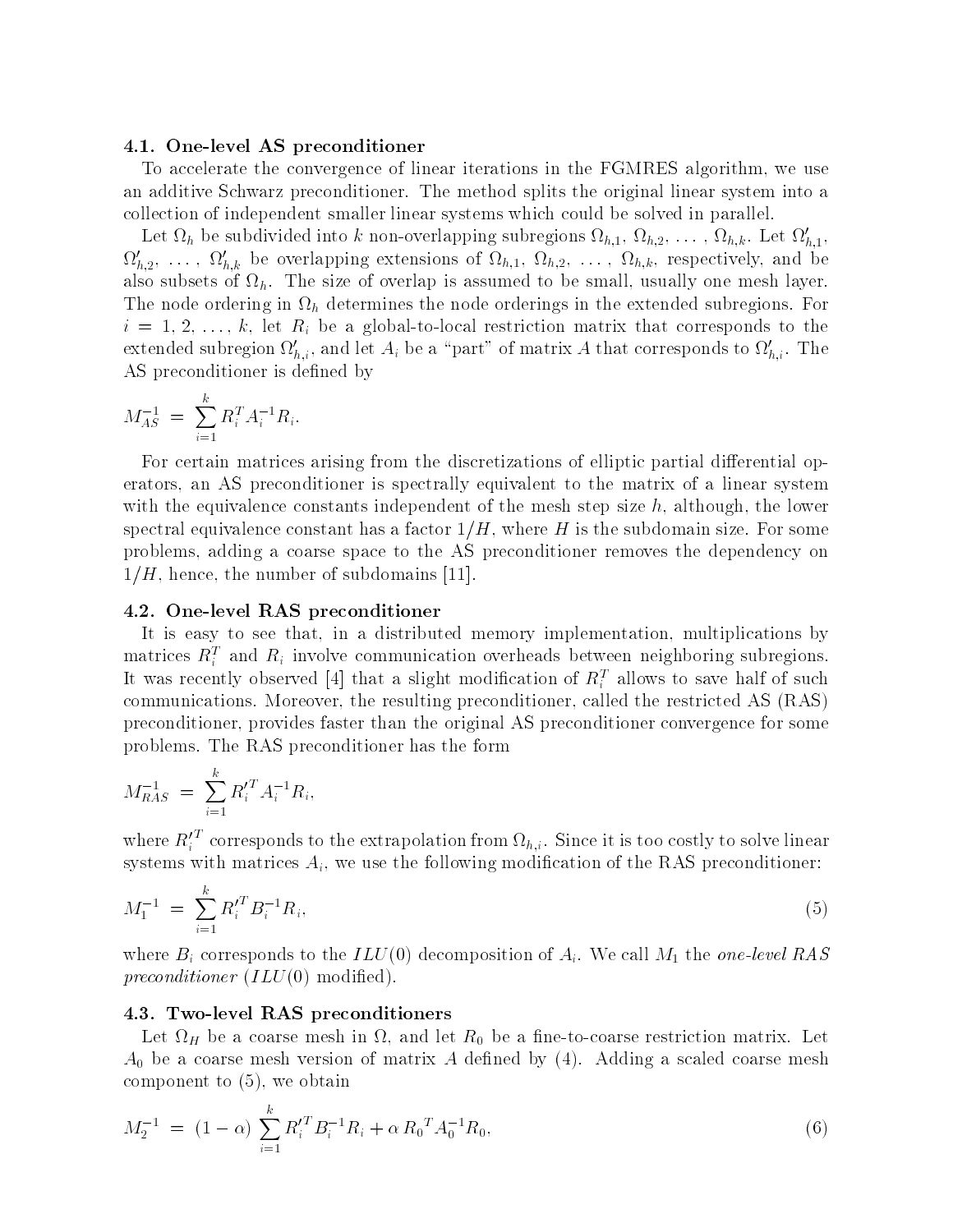### 4.1. One-level AS preconditioner

To accelerate the convergence of linear iterations in the FGMRES algorithm, we use an additive Schwarz preconditioner. The method splits the original linear system into a collection of independent smaller linear systems which could be solved in parallel.

Let $\Omega_h$ be subdivided into $k$ non-overlapping subregions $\Omega_{h,1}, \Omega_{h,2}, \ldots, \Omega_{h,k}$. Let $\Omega'_{h,1}, \Omega'_{h,2}, \ldots, \Omega'_{h,k}$ be overlapping extensions of $\Omega_{h,1}, \Omega_{h,2}, \ldots, \Omega_{h,k}$, respectively, and be also subsets of $\Omega_h$. The size of overlap is assumed to be small, usually one mesh layer. The node ordering in $\Omega_h$ determines the node orderings in the extended subregions. For $i = 1, 2, \ldots, k$, let $R_i$ be a global-to-local restriction matrix that corresponds to the extended subregion $\Omega'_{h,i}$, and let $A_i$ be a "part" of matrix $A$ that corresponds to $\Omega'_{h,i}$. The AS preconditioner is defined by

$$M_{AS}^{-1} = \sum_{i=1}^{k} R_i^T A_i^{-1} R_i.$$

For certain matrices arising from the discretizations of elliptic partial differential operators, an AS preconditioner is spectrally equivalent to the matrix of a linear system with the equivalence constants independent of the mesh step size $h$, although, the lower spectral equivalence constant has a factor $1/H$, where $H$ is the subdomain size. For some problems, adding a coarse space to the AS preconditioner removes the dependency on $1/H$, hence, the number of subdomains [11].

### 4.2. One-level RAS preconditioner

It is easy to see that, in a distributed memory implementation, multiplications by matrices $R_i^T$ and $R_i$ involve communication overheads between neighboring subregions. It was recently observed [4] that a slight modification of $R_i^T$ allows to save half of such communications. Moreover, the resulting preconditioner, called the restricted AS (RAS) preconditioner, provides faster than the original AS preconditioner convergence for some problems. The RAS preconditioner has the form

$$M_{RAS}^{-1} = \sum_{i=1}^{k} R_i'^T A_i^{-1} R_i,$$

where $R_i'^T$ corresponds to the extrapolation from $\Omega_{h,i}$. Since it is too costly to solve linear systems with matrices $A_i$, we use the following modification of the RAS preconditioner:

$$M_1^{-1} = \sum_{i=1}^{k} R_i'^T B_i^{-1} R_i, \tag{5}$$

where $B_i$ corresponds to the $ILU(0)$ decomposition of $A_i$. We call $M_1$ the *one-level RAS preconditioner* ($ILU(0)$ modified).

### 4.3. Two-level RAS preconditioners

Let $\Omega_H$ be a coarse mesh in $\Omega$, and let $R_0$ be a fine-to-coarse restriction matrix. Let $A_0$ be a coarse mesh version of matrix $A$ defined by (4). Adding a scaled coarse mesh component to (5), we obtain

$$M_2^{-1} = (1 - \alpha) \sum_{i=1}^{k} R_i'^T B_i^{-1} R_i + \alpha \, R_0{}^T A_0^{-1} R_0, \tag{6}$$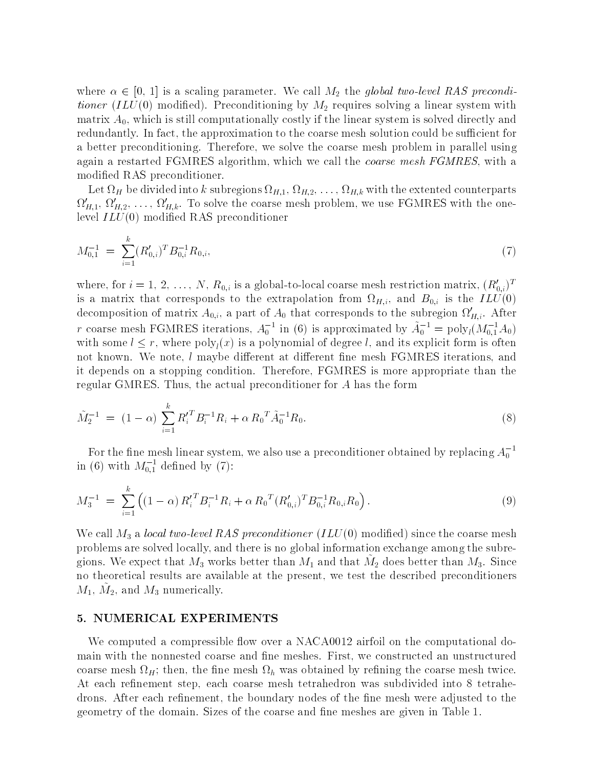where $\alpha \in [0, 1]$ is a scaling parameter. We call $M_2$ the *global two-level RAS preconditioner* ($ILU(0)$ modified). Preconditioning by $M_2$ requires solving a linear system with matrix $A_0$, which is still computationally costly if the linear system is solved directly and redundantly. In fact, the approximation to the coarse mesh solution could be sufficient for a better preconditioning. Therefore, we solve the coarse mesh problem in parallel using again a restarted FGMRES algorithm, which we call the *coarse mesh FGMRES*, with a modified RAS preconditioner.

Let $\Omega_H$ be divided into $k$ subregions $\Omega_{H,1}, \Omega_{H,2}, \ldots, \Omega_{H,k}$ with the extented counterparts $\Omega'_{H,1}, \Omega'_{H,2}, \ldots, \Omega'_{H,k}$. To solve the coarse mesh problem, we use FGMRES with the one-level $ILU(0)$ modified RAS preconditioner

$$M_{0,1}^{-1} = \sum_{i=1}^{k} (R'_{0,i})^T B_{0,i}^{-1} R_{0,i}, \tag{7}$$

where, for $i = 1, 2, \ldots, N$, $R_{0,i}$ is a global-to-local coarse mesh restriction matrix, $(R'_{0,i})^T$ is a matrix that corresponds to the extrapolation from $\Omega_{H,i}$, and $B_{0,i}$ is the $ILU(0)$ decomposition of matrix $A_{0,i}$, a part of $A_0$ that corresponds to the subregion $\Omega'_{H,i}$. After $r$ coarse mesh FGMRES iterations, $A_0^{-1}$ in (6) is approximated by $\tilde{A}_0^{-1} = \text{poly}_l(M_{0,1}^{-1} A_0)$ with some $l \le r$, where $\text{poly}_l(x)$ is a polynomial of degree $l$, and its explicit form is often not known. We note, $l$ maybe different at different fine mesh FGMRES iterations, and it depends on a stopping condition. Therefore, FGMRES is more appropriate than the regular GMRES. Thus, the actual preconditioner for $A$ has the form

$$\tilde{M}_2^{-1} = (1-\alpha) \sum_{i=1}^{k} R_i'^T B_i^{-1} R_i + \alpha \, R_0{}^T \tilde{A}_0^{-1} R_0. \tag{8}$$

For the fine mesh linear system, we also use a preconditioner obtained by replacing $A_0^{-1}$ in (6) with $M_{0,1}^{-1}$ defined by (7):

$$M_3^{-1} = \sum_{i=1}^{k} \left( (1-\alpha) \, R_i'^T B_i^{-1} R_i + \alpha \, R_0{}^T (R'_{0,i})^T B_{0,i}^{-1} R_{0,i} R_0 \right). \tag{9}$$

We call $M_3$ a *local two-level RAS preconditioner* ($ILU(0)$ *modified*) since the coarse mesh problems are solved locally, and there is no global information exchange among the subregions. We expect that $M_3$ works better than $M_1$ and that $\tilde{M}_2$ does better than $M_3$. Since no theoretical results are available at the present, we test the described preconditioners $M_1$, $\tilde{M}_2$, and $M_3$ numerically.

## 5. NUMERICAL EXPERIMENTS

We computed a compressible flow over a NACA0012 airfoil on the computational domain with the nonnested coarse and fine meshes. First, we constructed an unstructured coarse mesh $\Omega_H$; then, the fine mesh $\Omega_h$ was obtained by refining the coarse mesh twice. At each refinement step, each coarse mesh tetrahedron was subdivided into 8 tetrahedrons. After each refinement, the boundary nodes of the fine mesh were adjusted to the geometry of the domain. Sizes of the coarse and fine meshes are given in Table 1.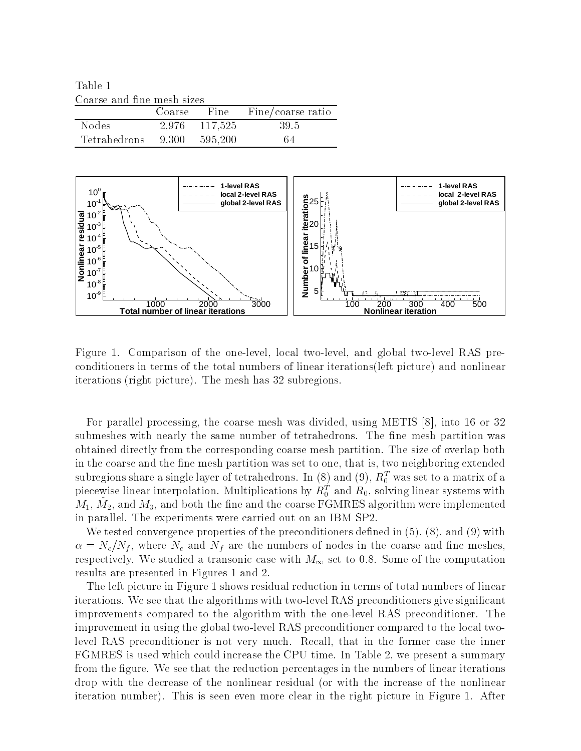Table 1
Coarse and fine mesh sizes

| | Coarse | Fine | Fine/coarse ratio |
|---|---|---|---|
| Nodes | 2,976 | 117,525 | 39.5 |
| Tetrahedrons | 9,300 | 595,200 | 64 |

Figure 1. Comparison of the one-level, local two-level, and global two-level RAS preconditioners in terms of the total numbers of linear iterations(left picture) and nonlinear iterations (right picture). The mesh has 32 subregions.

For parallel processing, the coarse mesh was divided, using METIS [8], into 16 or 32 submeshes with nearly the same number of tetrahedrons. The fine mesh partition was obtained directly from the corresponding coarse mesh partition. The size of overlap both in the coarse and the fine mesh partition was set to one, that is, two neighboring extended subregions share a single layer of tetrahedrons. In (8) and (9), $R_0^T$ was set to a matrix of a piecewise linear interpolation. Multiplications by $R_0^T$ and $R_0$, solving linear systems with $M_1$, $\tilde{M}_2$, and $M_3$, and both the fine and the coarse FGMRES algorithm were implemented in parallel. The experiments were carried out on an IBM SP2.

We tested convergence properties of the preconditioners defined in (5), (8), and (9) with $\alpha = N_c/N_f$, where $N_c$ and $N_f$ are the numbers of nodes in the coarse and fine meshes, respectively. We studied a transonic case with $M_\infty$ set to 0.8. Some of the computation results are presented in Figures 1 and 2.

The left picture in Figure 1 shows residual reduction in terms of total numbers of linear iterations. We see that the algorithms with two-level RAS preconditioners give significant improvements compared to the algorithm with the one-level RAS preconditioner. The improvement in using the global two-level RAS preconditioner compared to the local two-level RAS preconditioner is not very much. Recall, that in the former case the inner FGMRES is used which could increase the CPU time. In Table 2, we present a summary from the figure. We see that the reduction percentages in the numbers of linear iterations drop with the decrease of the nonlinear residual (or with the increase of the nonlinear iteration number). This is seen even more clear in the right picture in Figure 1. After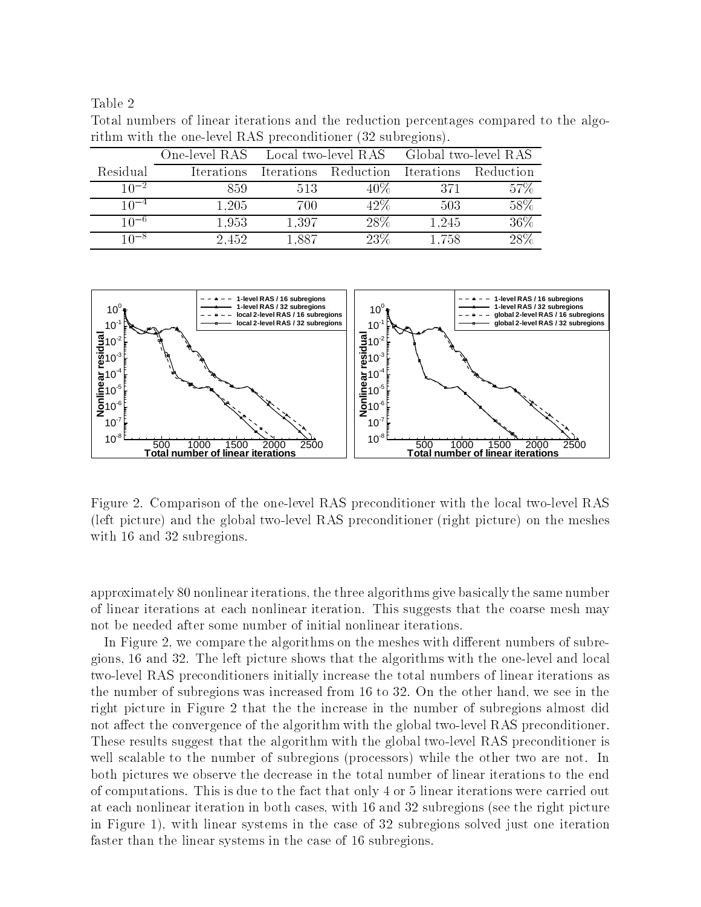Table 2
Total numbers of linear iterations and the reduction percentages compared to the algorithm with the one-level RAS preconditioner (32 subregions).

| | One-level RAS | Local two-level RAS | | Global two-level RAS | |
|---|---|---|---|---|---|
| Residual | Iterations | Iterations | Reduction | Iterations | Reduction |
| $10^{-2}$ | 859 | 513 | 40% | 371 | 57% |
| $10^{-4}$ | 1,205 | 700 | 42% | 503 | 58% |
| $10^{-6}$ | 1,953 | 1,397 | 28% | 1,245 | 36% |
| $10^{-8}$ | 2,452 | 1,887 | 23% | 1,758 | 28% |

Figure 2. Comparison of the one-level RAS preconditioner with the local two-level RAS (left picture) and the global two-level RAS preconditioner (right picture) on the meshes with 16 and 32 subregions.

approximately 80 nonlinear iterations, the three algorithms give basically the same number of linear iterations at each nonlinear iteration. This suggests that the coarse mesh may not be needed after some number of initial nonlinear iterations.

In Figure 2, we compare the algorithms on the meshes with different numbers of subregions, 16 and 32. The left picture shows that the algorithms with the one-level and local two-level RAS preconditioners initially increase the total numbers of linear iterations as the number of subregions was increased from 16 to 32. On the other hand, we see in the right picture in Figure 2 that the the increase in the number of subregions almost did not affect the convergence of the algorithm with the global two-level RAS preconditioner. These results suggest that the algorithm with the global two-level RAS preconditioner is well scalable to the number of subregions (processors) while the other two are not. In both pictures we observe the decrease in the total number of linear iterations to the end of computations. This is due to the fact that only 4 or 5 linear iterations were carried out at each nonlinear iteration in both cases, with 16 and 32 subregions (see the right picture in Figure 1), with linear systems in the case of 32 subregions solved just one iteration faster than the linear systems in the case of 16 subregions.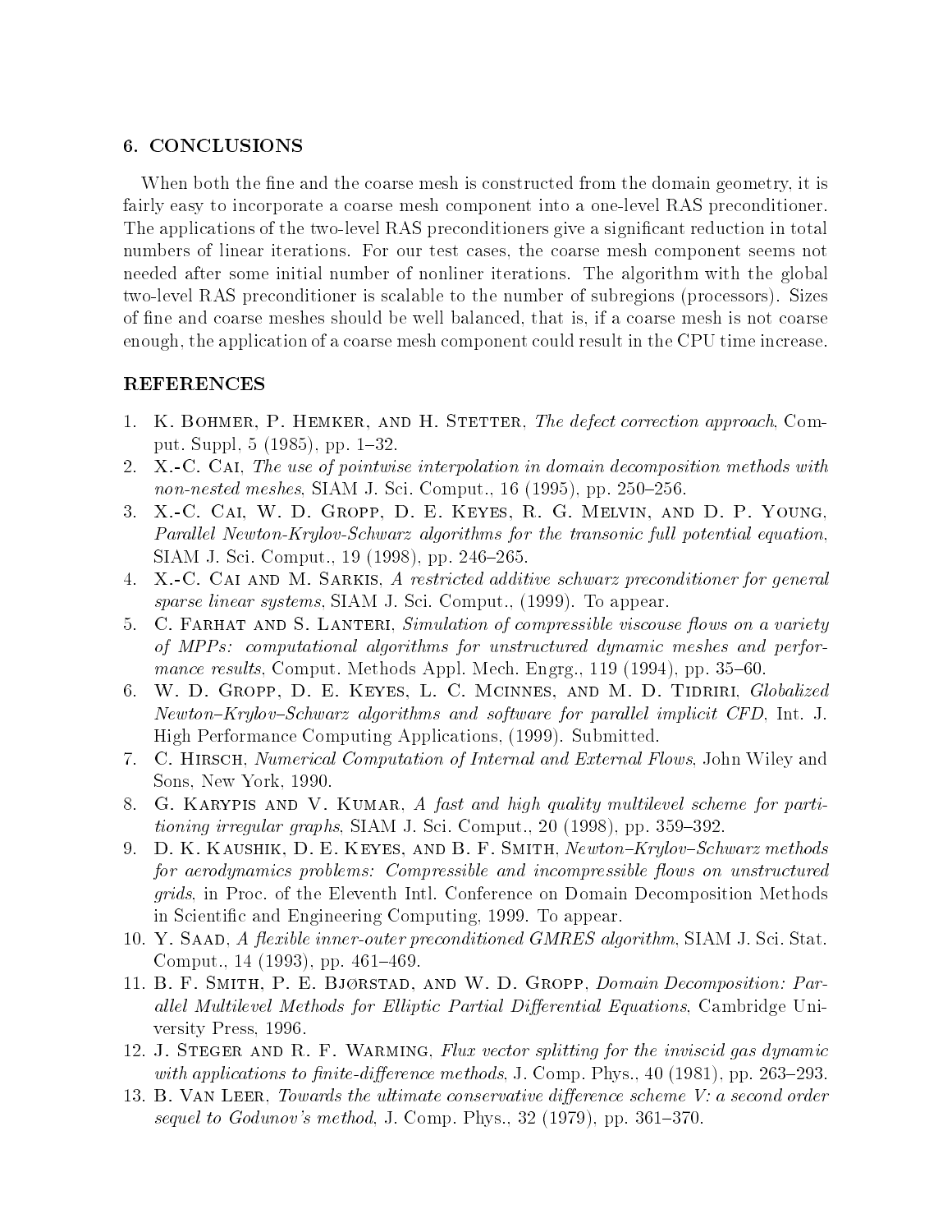## 6. CONCLUSIONS

When both the fine and the coarse mesh is constructed from the domain geometry, it is fairly easy to incorporate a coarse mesh component into a one-level RAS preconditioner. The applications of the two-level RAS preconditioners give a significant reduction in total numbers of linear iterations. For our test cases, the coarse mesh component seems not needed after some initial number of nonliner iterations. The algorithm with the global two-level RAS preconditioner is scalable to the number of subregions (processors). Sizes of fine and coarse meshes should be well balanced, that is, if a coarse mesh is not coarse enough, the application of a coarse mesh component could result in the CPU time increase.

## REFERENCES

1. K. Bohmer, P. Hemker, and H. Stetter, *The defect correction approach*, Comput. Suppl, 5 (1985), pp. 1–32.
2. X.-C. Cai, *The use of pointwise interpolation in domain decomposition methods with non-nested meshes*, SIAM J. Sci. Comput., 16 (1995), pp. 250–256.
3. X.-C. Cai, W. D. Gropp, D. E. Keyes, R. G. Melvin, and D. P. Young, *Parallel Newton-Krylov-Schwarz algorithms for the transonic full potential equation*, SIAM J. Sci. Comput., 19 (1998), pp. 246–265.
4. X.-C. Cai and M. Sarkis, *A restricted additive schwarz preconditioner for general sparse linear systems*, SIAM J. Sci. Comput., (1999). To appear.
5. C. Farhat and S. Lanteri, *Simulation of compressible viscouse flows on a variety of MPPs: computational algorithms for unstructured dynamic meshes and performance results*, Comput. Methods Appl. Mech. Engrg., 119 (1994), pp. 35–60.
6. W. D. Gropp, D. E. Keyes, L. C. Mcinnes, and M. D. Tidriri, *Globalized Newton–Krylov–Schwarz algorithms and software for parallel implicit CFD*, Int. J. High Performance Computing Applications, (1999). Submitted.
7. C. Hirsch, *Numerical Computation of Internal and External Flows*, John Wiley and Sons, New York, 1990.
8. G. Karypis and V. Kumar, *A fast and high quality multilevel scheme for partitioning irregular graphs*, SIAM J. Sci. Comput., 20 (1998), pp. 359–392.
9. D. K. Kaushik, D. E. Keyes, and B. F. Smith, *Newton–Krylov–Schwarz methods for aerodynamics problems: Compressible and incompressible flows on unstructured grids*, in Proc. of the Eleventh Intl. Conference on Domain Decomposition Methods in Scientific and Engineering Computing, 1999. To appear.
10. Y. Saad, *A flexible inner-outer preconditioned GMRES algorithm*, SIAM J. Sci. Stat. Comput., 14 (1993), pp. 461–469.
11. B. F. Smith, P. E. Bjørstad, and W. D. Gropp, *Domain Decomposition: Parallel Multilevel Methods for Elliptic Partial Differential Equations*, Cambridge University Press, 1996.
12. J. Steger and R. F. Warming, *Flux vector splitting for the inviscid gas dynamic with applications to finite-difference methods*, J. Comp. Phys., 40 (1981), pp. 263–293.
13. B. Van Leer, *Towards the ultimate conservative difference scheme V: a second order sequel to Godunov's method*, J. Comp. Phys., 32 (1979), pp. 361–370.